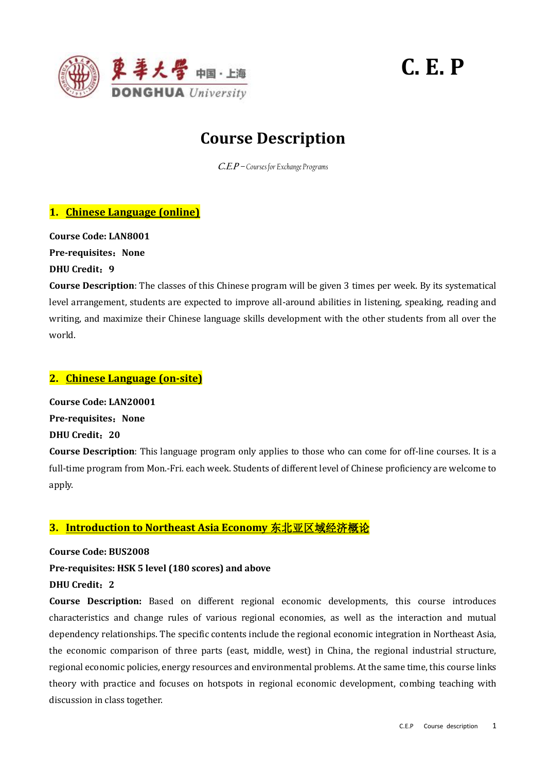C. E. P

# Course Description

*C.E.P – Courses for Exchange Programs*

## 1. Chinese Language (online)

**Course Code: LAN8001**

**Pre-requisites：None**

**DHU Credit：9**

**Course Description**: The classes of this Chinese program will be given 3 times per week. By its systematical level arrangement, students are expected to improve all-around abilities in listening, speaking, reading and writing, and maximize their Chinese language skills development with the other students from all over the world.

## 2. Chinese Language (on-site)

**Course Code: LAN20001**

**Pre-requisites：None**

**DHU Credit：20**

**Course Description**: This language program only applies to those who can come for off-line courses. It is a full-time program from Mon.-Fri. each week. Students of different level of Chinese proficiency are welcome to apply.

## 3. Introduction to Northeast Asia Economy 东北亚区域经济概论

**Course Code: BUS2008**

**Pre-requisites: HSK 5 level (180 scores) and above**

**DHU Credit：2**

**Course Description:** Based on different regional economic developments, this course introduces characteristics and change rules of various regional economies, as well as the interaction and mutual dependency relationships. The specific contents include the regional economic integration in Northeast Asia, the economic comparison of three parts (east, middle, west) in China, the regional industrial structure, regional economic policies, energy resources and environmental problems. At the same time, this course links theory with practice and focuses on hotspots in regional economic development, combing teaching with discussion in class together.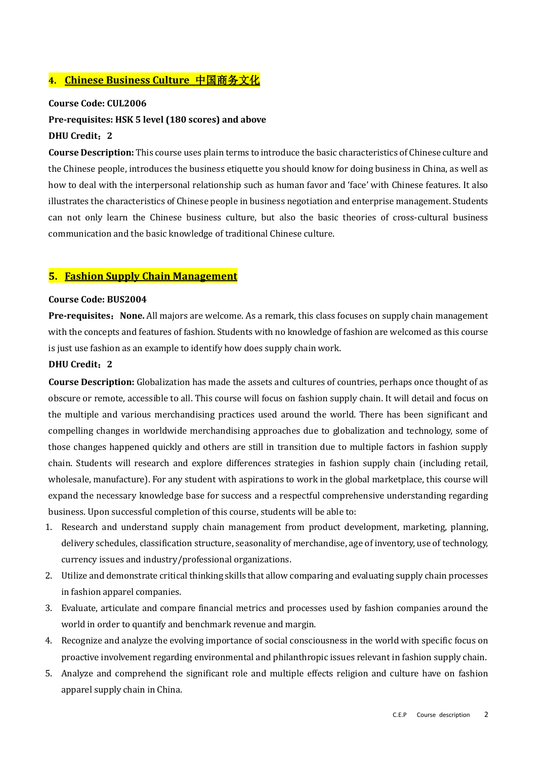## 4. Chinese Business Culture 中国商务文化

**Course Code: CUL2006**

**Pre-requisites: HSK 5 level (180 scores) and above**

**DHU Credit：2**

**Course Description:** This course uses plain terms to introduce the basic characteristics of Chinese culture and the Chinese people, introduces the business etiquette you should know for doing business in China, as well as how to deal with the interpersonal relationship such as human favor and 'face' with Chinese features. It also illustrates the characteristics of Chinese people in business negotiation and enterprise management. Students can not only learn the Chinese business culture, but also the basic theories of cross-cultural business communication and the basic knowledge of traditional Chinese culture.

## 5. Fashion Supply Chain Management

**Course Code: BUS2004**

**Pre-requisites：None.** All majors are welcome. As a remark, this class focuses on supply chain management with the concepts and features of fashion. Students with no knowledge of fashion are welcomed as this course is just use fashion as an example to identify how does supply chain work.

**DHU Credit：2**

**Course Description:** Globalization has made the assets and cultures of countries, perhaps once thought of as obscure or remote, accessible to all. This course will focus on fashion supply chain. It will detail and focus on the multiple and various merchandising practices used around the world. There has been significant and compelling changes in worldwide merchandising approaches due to globalization and technology, some of those changes happened quickly and others are still in transition due to multiple factors in fashion supply chain. Students will research and explore differences strategies in fashion supply chain (including retail, wholesale, manufacture). For any student with aspirations to work in the global marketplace, this course will expand the necessary knowledge base for success and a respectful comprehensive understanding regarding business. Upon successful completion of this course, students will be able to:

1. Research and understand supply chain management from product development, marketing, planning, delivery schedules, classification structure, seasonality of merchandise, age of inventory, use of technology, currency issues and industry/professional organizations.
2. Utilize and demonstrate critical thinking skills that allow comparing and evaluating supply chain processes in fashion apparel companies.
3. Evaluate, articulate and compare financial metrics and processes used by fashion companies around the world in order to quantify and benchmark revenue and margin.
4. Recognize and analyze the evolving importance of social consciousness in the world with specific focus on proactive involvement regarding environmental and philanthropic issues relevant in fashion supply chain.
5. Analyze and comprehend the significant role and multiple effects religion and culture have on fashion apparel supply chain in China.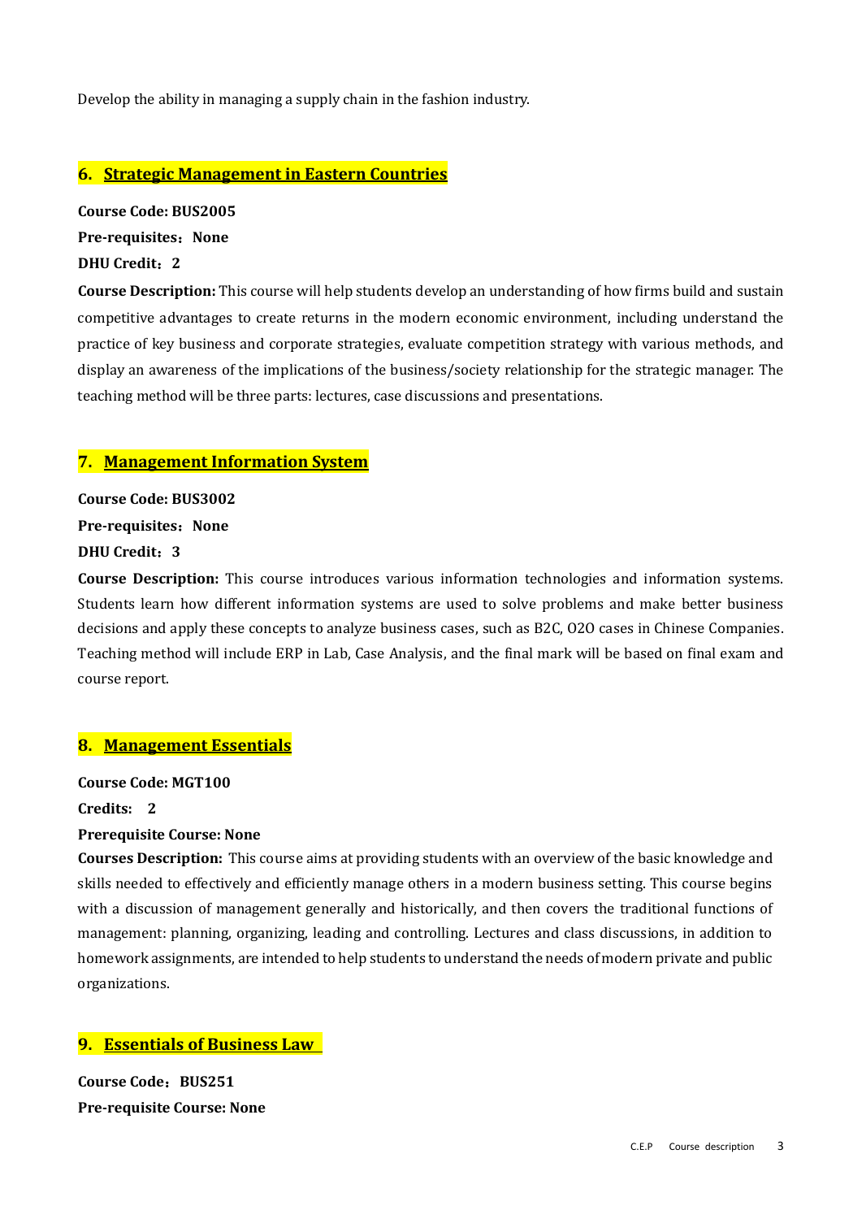Develop the ability in managing a supply chain in the fashion industry.

## 6. Strategic Management in Eastern Countries

**Course Code: BUS2005**

**Pre-requisites：None**

**DHU Credit：2**

**Course Description:** This course will help students develop an understanding of how firms build and sustain competitive advantages to create returns in the modern economic environment, including understand the practice of key business and corporate strategies, evaluate competition strategy with various methods, and display an awareness of the implications of the business/society relationship for the strategic manager. The teaching method will be three parts: lectures, case discussions and presentations.

## 7. Management Information System

**Course Code: BUS3002**

**Pre-requisites：None**

**DHU Credit：3**

**Course Description:** This course introduces various information technologies and information systems. Students learn how different information systems are used to solve problems and make better business decisions and apply these concepts to analyze business cases, such as B2C, O2O cases in Chinese Companies. Teaching method will include ERP in Lab, Case Analysis, and the final mark will be based on final exam and course report.

## 8. Management Essentials

**Course Code: MGT100**

**Credits: 2**

**Prerequisite Course: None**

**Courses Description:** This course aims at providing students with an overview of the basic knowledge and skills needed to effectively and efficiently manage others in a modern business setting. This course begins with a discussion of management generally and historically, and then covers the traditional functions of management: planning, organizing, leading and controlling. Lectures and class discussions, in addition to homework assignments, are intended to help students to understand the needs of modern private and public organizations.

## 9. Essentials of Business Law

**Course Code：BUS251**

**Pre-requisite Course: None**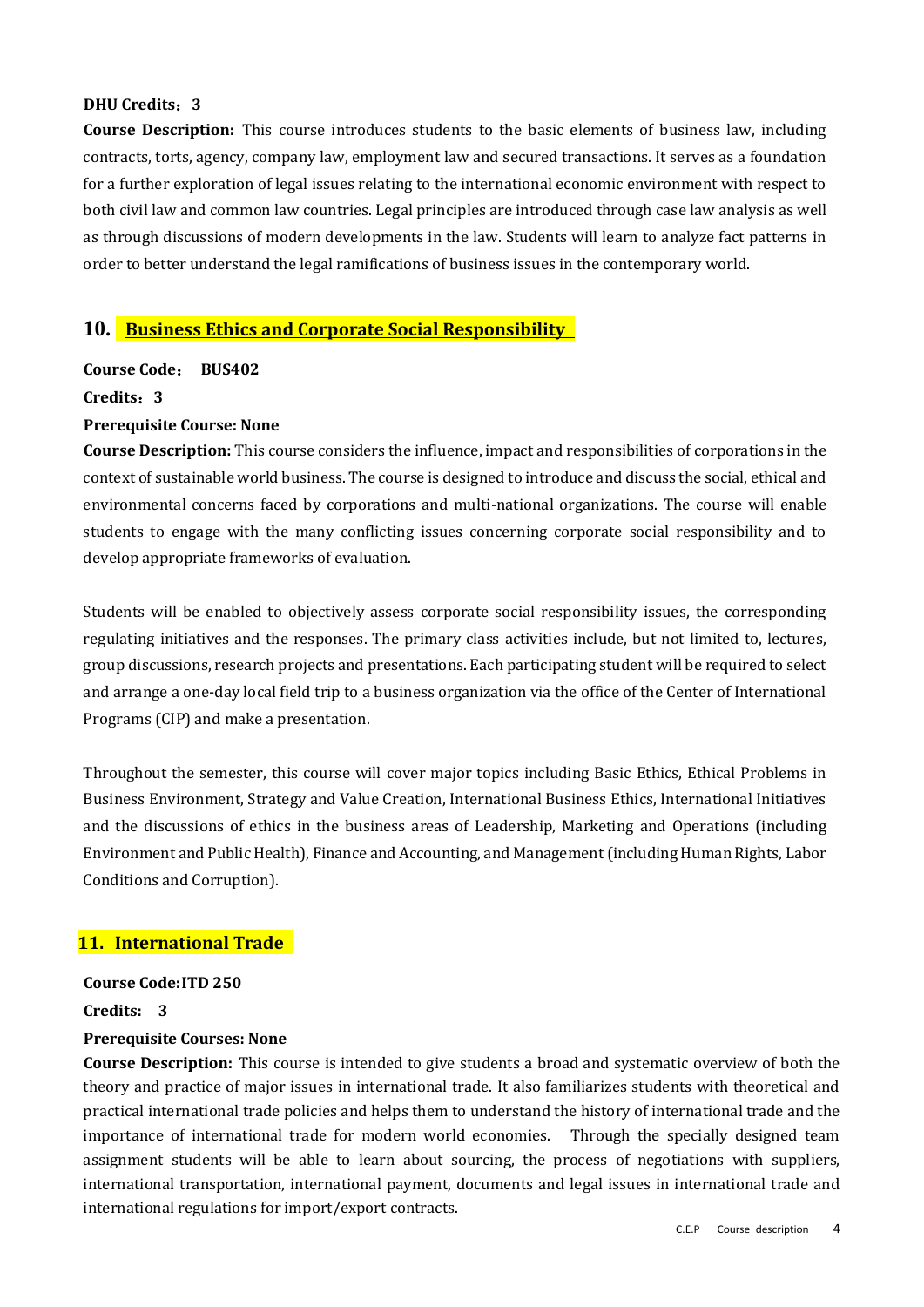**DHU Credits：3**

**Course Description:** This course introduces students to the basic elements of business law, including contracts, torts, agency, company law, employment law and secured transactions. It serves as a foundation for a further exploration of legal issues relating to the international economic environment with respect to both civil law and common law countries. Legal principles are introduced through case law analysis as well as through discussions of modern developments in the law. Students will learn to analyze fact patterns in order to better understand the legal ramifications of business issues in the contemporary world.

## 10. Business Ethics and Corporate Social Responsibility

**Course Code： BUS402**

**Credits：3**

**Prerequisite Course: None**

**Course Description:** This course considers the influence, impact and responsibilities of corporations in the context of sustainable world business. The course is designed to introduce and discuss the social, ethical and environmental concerns faced by corporations and multi-national organizations. The course will enable students to engage with the many conflicting issues concerning corporate social responsibility and to develop appropriate frameworks of evaluation.

Students will be enabled to objectively assess corporate social responsibility issues, the corresponding regulating initiatives and the responses. The primary class activities include, but not limited to, lectures, group discussions, research projects and presentations. Each participating student will be required to select and arrange a one-day local field trip to a business organization via the office of the Center of International Programs (CIP) and make a presentation.

Throughout the semester, this course will cover major topics including Basic Ethics, Ethical Problems in Business Environment, Strategy and Value Creation, International Business Ethics, International Initiatives and the discussions of ethics in the business areas of Leadership, Marketing and Operations (including Environment and Public Health), Finance and Accounting, and Management (including Human Rights, Labor Conditions and Corruption).

## 11. International Trade

**Course Code:ITD 250**

**Credits: 3**

**Prerequisite Courses: None**

**Course Description:** This course is intended to give students a broad and systematic overview of both the theory and practice of major issues in international trade. It also familiarizes students with theoretical and practical international trade policies and helps them to understand the history of international trade and the importance of international trade for modern world economies. Through the specially designed team assignment students will be able to learn about sourcing, the process of negotiations with suppliers, international transportation, international payment, documents and legal issues in international trade and international regulations for import/export contracts.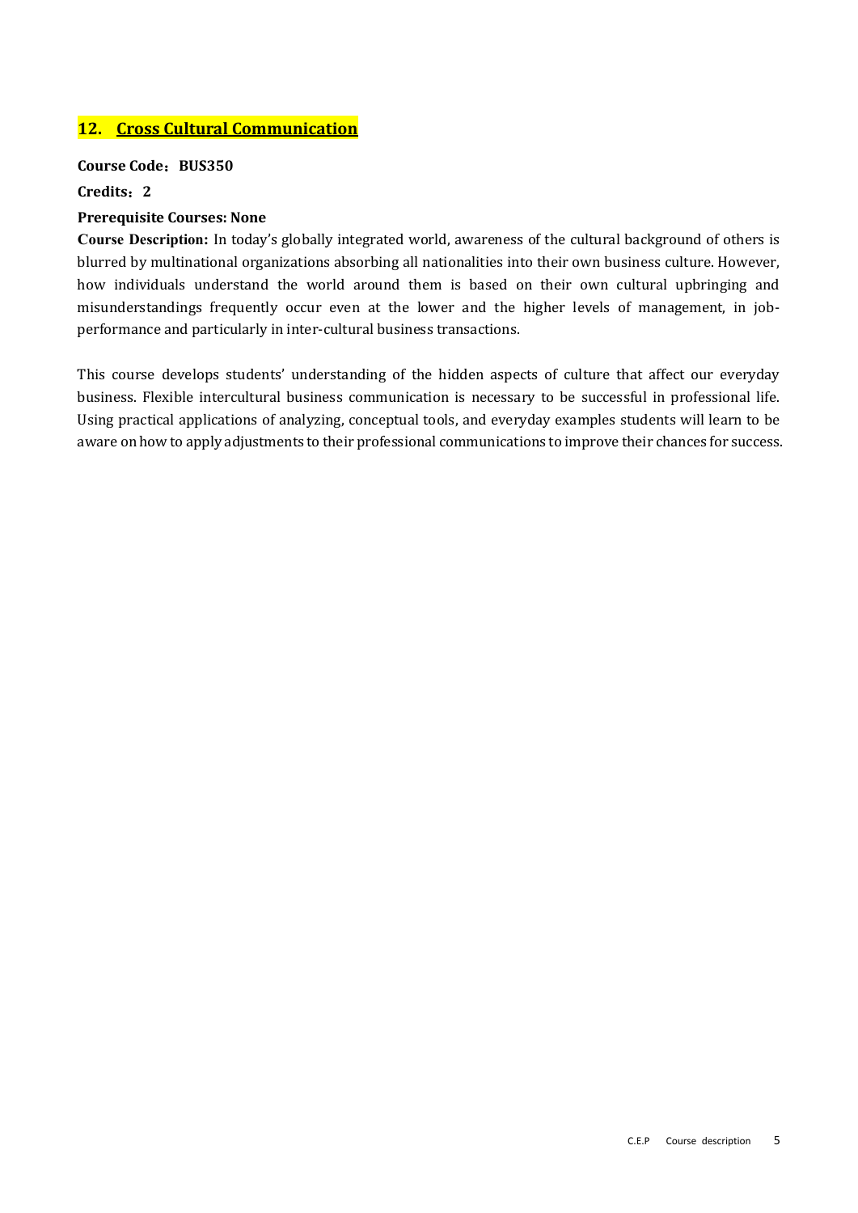## 12. Cross Cultural Communication

**Course Code：BUS350**

**Credits：2**

**Prerequisite Courses: None**

**Course Description:** In today's globally integrated world, awareness of the cultural background of others is blurred by multinational organizations absorbing all nationalities into their own business culture. However, how individuals understand the world around them is based on their own cultural upbringing and misunderstandings frequently occur even at the lower and the higher levels of management, in job-performance and particularly in inter-cultural business transactions.

This course develops students' understanding of the hidden aspects of culture that affect our everyday business. Flexible intercultural business communication is necessary to be successful in professional life. Using practical applications of analyzing, conceptual tools, and everyday examples students will learn to be aware on how to apply adjustments to their professional communications to improve their chances for success.